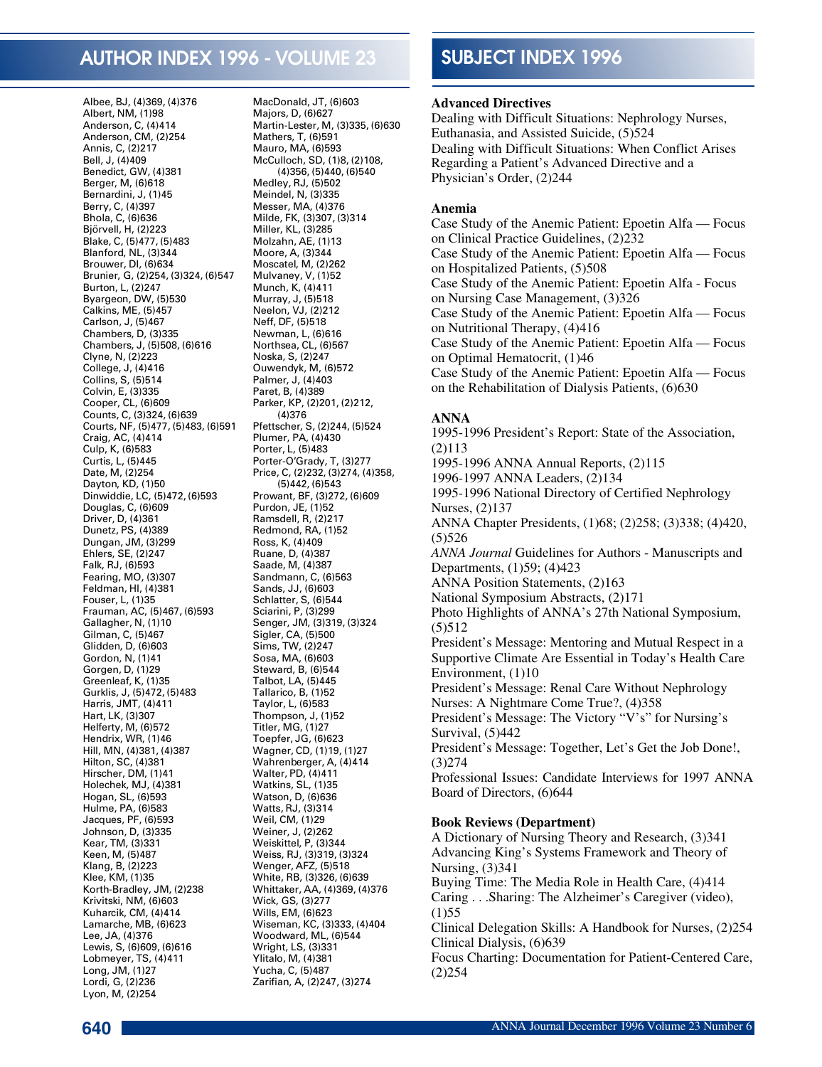# AUTHOR INDEX 1996 - VOLUME 23

Albee, BJ, (4)369, (4)376
Albert, NM, (1)98
Anderson, C, (4)414
Anderson, CM, (2)254
Annis, C, (2)217
Bell, J, (4)409
Benedict, GW, (4)381
Berger, M, (6)618
Bernardini, J, (1)45
Berry, C, (4)397
Bhola, C, (6)636
Björvell, H, (2)223
Blake, C, (5)477, (5)483
Blanford, NL, (3)344
Brouwer, DI, (6)634
Brunier, G, (2)254, (3)324, (6)547
Burton, L, (2)247
Byargeon, DW, (5)530
Calkins, ME, (5)457
Carlson, J, (5)467
Chambers, D, (3)335
Chambers, J, (5)508, (6)616
Clyne, N, (2)223
College, J, (4)416
Collins, S, (5)514
Colvin, E, (3)335
Cooper, CL, (6)609
Counts, C, (3)324, (6)639
Courts, NF, (5)477, (5)483, (6)591
Craig, AC, (4)414
Culp, K, (6)583
Curtis, L, (5)445
Date, M, (2)254
Dayton, KD, (1)50
Dinwiddie, LC, (5)472, (6)593
Douglas, C, (6)609
Driver, D, (4)361
Dunetz, PS, (4)389
Dungan, JM, (3)299
Ehlers, SE, (2)247
Falk, RJ, (6)593
Fearing, MO, (3)307
Feldman, HI, (4)381
Fouser, L, (1)35
Frauman, AC, (5)467, (6)593
Gallagher, N, (1)10
Gilman, C, (5)467
Glidden, D, (6)603
Gordon, N, (1)41
Gorgen, D, (1)29
Greenleaf, K, (1)35
Gurklis, J, (5)472, (5)483
Harris, JMT, (4)411
Hart, LK, (3)307
Helferty, M, (6)572
Hendrix, WR, (1)46
Hill, MN, (4)381, (4)387
Hilton, SC, (4)381
Hirscher, DM, (1)41
Holechek, MJ, (4)381
Hogan, SL, (6)593
Hulme, PA, (6)583
Jacques, PF, (6)593
Johnson, D, (3)335
Kear, TM, (3)331
Keen, M, (5)487
Klang, B, (2)223
Klee, KM, (1)35
Korth-Bradley, JM, (2)238
Krivitski, NM, (6)603
Kuharcik, CM, (4)414
Lamarche, MB, (6)623
Lee, JA, (4)376
Lewis, S, (6)609, (6)616
Lobmeyer, TS, (4)411
Long, JM, (1)27
Lordi, G, (2)236
Lyon, M, (2)254
MacDonald, JT, (6)603
Majors, D, (6)627
Martin-Lester, M, (3)335, (6)630
Mathers, T, (6)591
Mauro, MA, (6)593
McCulloch, SD, (1)8, (2)108, (4)356, (5)440, (6)540
Medley, RJ, (5)502
Meindel, N, (3)335
Messer, MA, (4)376
Milde, FK, (3)307, (3)314
Miller, KL, (3)285
Molzahn, AE, (1)13
Moore, A, (3)344
Moscatel, M, (2)262
Mulvaney, V, (1)52
Munch, K, (4)411
Murray, J, (5)518
Neelon, VJ, (2)212
Neff, DF, (5)518
Newman, L, (6)616
Northsea, CL, (6)567
Noska, S, (2)247
Ouwendyk, M, (6)572
Palmer, J, (4)403
Paret, B, (4)389
Parker, KP, (2)201, (2)212, (4)376
Pfettscher, S, (2)244, (5)524
Plumer, PA, (4)430
Porter, L, (5)483
Porter-O'Grady, T, (3)277
Price, C, (2)232, (3)274, (4)358, (5)442, (6)543
Prowant, BF, (3)272, (6)609
Purdon, JE, (1)52
Ramsdell, R, (2)217
Redmond, RA, (1)52
Ross, K, (4)409
Ruane, D, (4)387
Saade, M, (4)387
Sandmann, C, (6)563
Sands, JJ, (6)603
Schlatter, S, (6)544
Sciarini, P, (3)299
Senger, JM, (3)319, (3)324
Sigler, CA, (5)500
Sims, TW, (2)247
Sosa, MA, (6)603
Steward, B, (6)544
Talbot, LA, (5)445
Tallarico, B, (1)52
Taylor, L, (6)583
Thompson, J, (1)52
Titler, MG, (1)27
Toepfer, JG, (6)623
Wagner, CD, (1)19, (1)27
Wahrenberger, A, (4)414
Walter, PD, (4)411
Watkins, SL, (1)35
Watson, D, (6)636
Watts, RJ, (3)314
Weil, CM, (1)29
Weiner, J, (2)262
Weiskittel, P, (3)344
Weiss, RJ, (3)319, (3)324
Wenger, AFZ, (5)518
White, RB, (3)326, (6)639
Whittaker, AA, (4)369, (4)376
Wick, GS, (3)277
Wills, EM, (6)623
Wiseman, KC, (3)333, (4)404
Woodward, ML, (6)544
Wright, LS, (3)331
Ylitalo, M, (4)381
Yucha, C, (5)487
Zarifian, A, (2)247, (3)274

# SUBJECT INDEX 1996

**Advanced Directives**
Dealing with Difficult Situations: Nephrology Nurses, Euthanasia, and Assisted Suicide, (5)524
Dealing with Difficult Situations: When Conflict Arises Regarding a Patient's Advanced Directive and a Physician's Order, (2)244

**Anemia**
Case Study of the Anemic Patient: Epoetin Alfa — Focus on Clinical Practice Guidelines, (2)232
Case Study of the Anemic Patient: Epoetin Alfa — Focus on Hospitalized Patients, (5)508
Case Study of the Anemic Patient: Epoetin Alfa - Focus on Nursing Case Management, (3)326
Case Study of the Anemic Patient: Epoetin Alfa — Focus on Nutritional Therapy, (4)416
Case Study of the Anemic Patient: Epoetin Alfa — Focus on Optimal Hematocrit, (1)46
Case Study of the Anemic Patient: Epoetin Alfa — Focus on the Rehabilitation of Dialysis Patients, (6)630

**ANNA**
1995-1996 President's Report: State of the Association, (2)113
1995-1996 ANNA Annual Reports, (2)115
1996-1997 ANNA Leaders, (2)134
1995-1996 National Directory of Certified Nephrology Nurses, (2)137
ANNA Chapter Presidents, (1)68; (2)258; (3)338; (4)420, (5)526
*ANNA Journal* Guidelines for Authors - Manuscripts and Departments, (1)59; (4)423
ANNA Position Statements, (2)163
National Symposium Abstracts, (2)171
Photo Highlights of ANNA's 27th National Symposium, (5)512
President's Message: Mentoring and Mutual Respect in a Supportive Climate Are Essential in Today's Health Care Environment, (1)10
President's Message: Renal Care Without Nephrology Nurses: A Nightmare Come True?, (4)358
President's Message: The Victory "V's" for Nursing's Survival, (5)442
President's Message: Together, Let's Get the Job Done!, (3)274
Professional Issues: Candidate Interviews for 1997 ANNA Board of Directors, (6)644

**Book Reviews (Department)**
A Dictionary of Nursing Theory and Research, (3)341
Advancing King's Systems Framework and Theory of Nursing, (3)341
Buying Time: The Media Role in Health Care, (4)414
Caring . . .Sharing: The Alzheimer's Caregiver (video), (1)55
Clinical Delegation Skills: A Handbook for Nurses, (2)254
Clinical Dialysis, (6)639
Focus Charting: Documentation for Patient-Centered Care, (2)254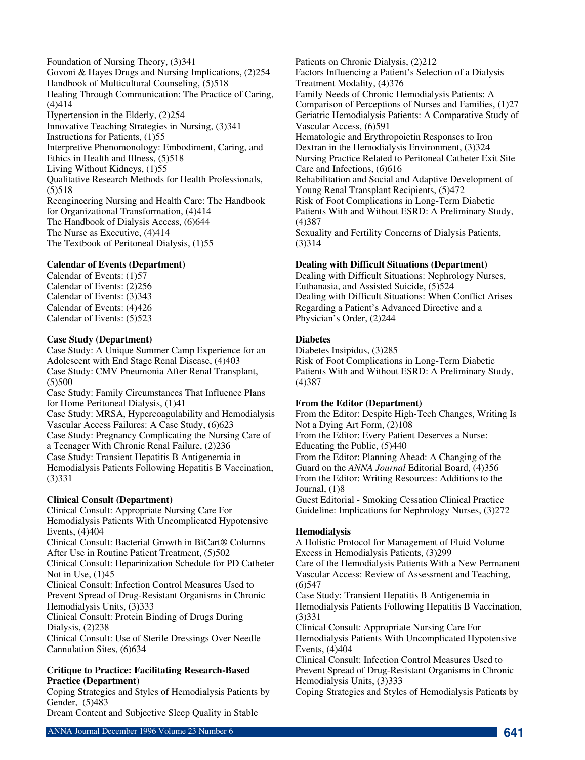Foundation of Nursing Theory, (3)341
Govoni & Hayes Drugs and Nursing Implications, (2)254
Handbook of Multicultural Counseling, (5)518
Healing Through Communication: The Practice of Caring, (4)414
Hypertension in the Elderly, (2)254
Innovative Teaching Strategies in Nursing, (3)341
Instructions for Patients, (1)55
Interpretive Phenomonology: Embodiment, Caring, and Ethics in Health and Illness, (5)518
Living Without Kidneys, (1)55
Qualitative Research Methods for Health Professionals, (5)518
Reengineering Nursing and Health Care: The Handbook for Organizational Transformation, (4)414
The Handbook of Dialysis Access, (6)644
The Nurse as Executive, (4)414
The Textbook of Peritoneal Dialysis, (1)55

**Calendar of Events (Department)**
Calendar of Events: (1)57
Calendar of Events: (2)256
Calendar of Events: (3)343
Calendar of Events: (4)426
Calendar of Events: (5)523

**Case Study (Department)**
Case Study: A Unique Summer Camp Experience for an Adolescent with End Stage Renal Disease, (4)403
Case Study: CMV Pneumonia After Renal Transplant, (5)500
Case Study: Family Circumstances That Influence Plans for Home Peritoneal Dialysis, (1)41
Case Study: MRSA, Hypercoagulability and Hemodialysis Vascular Access Failures: A Case Study, (6)623
Case Study: Pregnancy Complicating the Nursing Care of a Teenager With Chronic Renal Failure, (2)236
Case Study: Transient Hepatitis B Antigenemia in Hemodialysis Patients Following Hepatitis B Vaccination, (3)331

**Clinical Consult (Department)**
Clinical Consult: Appropriate Nursing Care For Hemodialysis Patients With Uncomplicated Hypotensive Events, (4)404
Clinical Consult: Bacterial Growth in BiCart® Columns After Use in Routine Patient Treatment, (5)502
Clinical Consult: Heparinization Schedule for PD Catheter Not in Use, (1)45
Clinical Consult: Infection Control Measures Used to Prevent Spread of Drug-Resistant Organisms in Chronic Hemodialysis Units, (3)333
Clinical Consult: Protein Binding of Drugs During Dialysis, (2)238
Clinical Consult: Use of Sterile Dressings Over Needle Cannulation Sites, (6)634

**Critique to Practice: Facilitating Research-Based Practice (Department)**
Coping Strategies and Styles of Hemodialysis Patients by Gender, (5)483
Dream Content and Subjective Sleep Quality in Stable Patients on Chronic Dialysis, (2)212
Factors Influencing a Patient's Selection of a Dialysis Treatment Modality, (4)376
Family Needs of Chronic Hemodialysis Patients: A Comparison of Perceptions of Nurses and Families, (1)27
Geriatric Hemodialysis Patients: A Comparative Study of Vascular Access, (6)591
Hematologic and Erythropoietin Responses to Iron Dextran in the Hemodialysis Environment, (3)324
Nursing Practice Related to Peritoneal Catheter Exit Site Care and Infections, (6)616
Rehabilitation and Social and Adaptive Development of Young Renal Transplant Recipients, (5)472
Risk of Foot Complications in Long-Term Diabetic Patients With and Without ESRD: A Preliminary Study, (4)387
Sexuality and Fertility Concerns of Dialysis Patients, (3)314

**Dealing with Difficult Situations (Department)**
Dealing with Difficult Situations: Nephrology Nurses, Euthanasia, and Assisted Suicide, (5)524
Dealing with Difficult Situations: When Conflict Arises Regarding a Patient's Advanced Directive and a Physician's Order, (2)244

**Diabetes**
Diabetes Insipidus, (3)285
Risk of Foot Complications in Long-Term Diabetic Patients With and Without ESRD: A Preliminary Study, (4)387

**From the Editor (Department)**
From the Editor: Despite High-Tech Changes, Writing Is Not a Dying Art Form, (2)108
From the Editor: Every Patient Deserves a Nurse: Educating the Public, (5)440
From the Editor: Planning Ahead: A Changing of the Guard on the *ANNA Journal* Editorial Board, (4)356
From the Editor: Writing Resources: Additions to the Journal, (1)8
Guest Editorial - Smoking Cessation Clinical Practice Guideline: Implications for Nephrology Nurses, (3)272

**Hemodialysis**
A Holistic Protocol for Management of Fluid Volume Excess in Hemodialysis Patients, (3)299
Care of the Hemodialysis Patients With a New Permanent Vascular Access: Review of Assessment and Teaching, (6)547
Case Study: Transient Hepatitis B Antigenemia in Hemodialysis Patients Following Hepatitis B Vaccination, (3)331
Clinical Consult: Appropriate Nursing Care For Hemodialysis Patients With Uncomplicated Hypotensive Events, (4)404
Clinical Consult: Infection Control Measures Used to Prevent Spread of Drug-Resistant Organisms in Chronic Hemodialysis Units, (3)333
Coping Strategies and Styles of Hemodialysis Patients by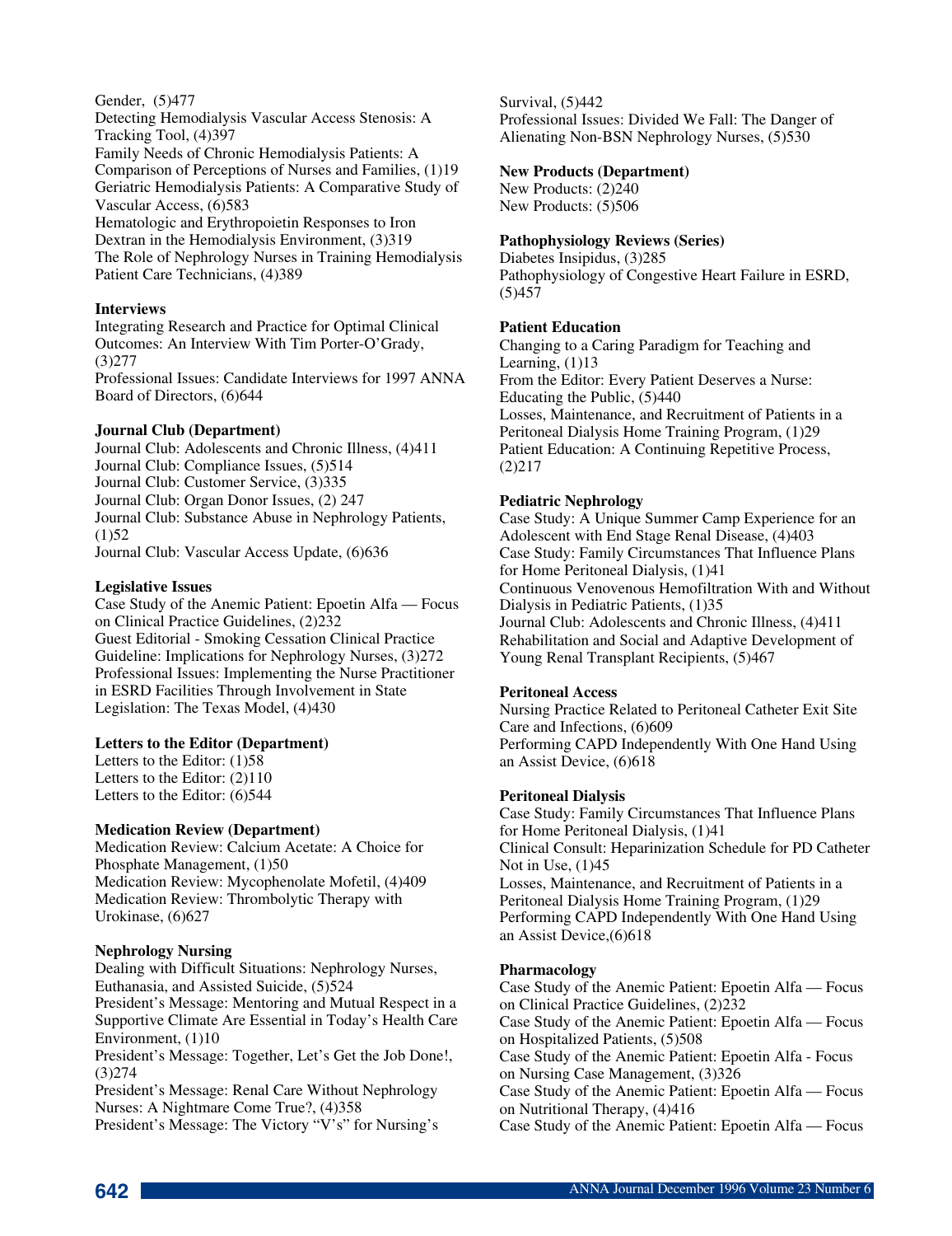Gender, (5)477
Detecting Hemodialysis Vascular Access Stenosis: A Tracking Tool, (4)397
Family Needs of Chronic Hemodialysis Patients: A Comparison of Perceptions of Nurses and Families, (1)19
Geriatric Hemodialysis Patients: A Comparative Study of Vascular Access, (6)583
Hematologic and Erythropoietin Responses to Iron Dextran in the Hemodialysis Environment, (3)319
The Role of Nephrology Nurses in Training Hemodialysis Patient Care Technicians, (4)389

**Interviews**
Integrating Research and Practice for Optimal Clinical Outcomes: An Interview With Tim Porter-O'Grady, (3)277
Professional Issues: Candidate Interviews for 1997 ANNA Board of Directors, (6)644

**Journal Club (Department)**
Journal Club: Adolescents and Chronic Illness, (4)411
Journal Club: Compliance Issues, (5)514
Journal Club: Customer Service, (3)335
Journal Club: Organ Donor Issues, (2) 247
Journal Club: Substance Abuse in Nephrology Patients, (1)52
Journal Club: Vascular Access Update, (6)636

**Legislative Issues**
Case Study of the Anemic Patient: Epoetin Alfa — Focus on Clinical Practice Guidelines, (2)232
Guest Editorial - Smoking Cessation Clinical Practice Guideline: Implications for Nephrology Nurses, (3)272
Professional Issues: Implementing the Nurse Practitioner in ESRD Facilities Through Involvement in State Legislation: The Texas Model, (4)430

**Letters to the Editor (Department)**
Letters to the Editor: (1)58
Letters to the Editor: (2)110
Letters to the Editor: (6)544

**Medication Review (Department)**
Medication Review: Calcium Acetate: A Choice for Phosphate Management, (1)50
Medication Review: Mycophenolate Mofetil, (4)409
Medication Review: Thrombolytic Therapy with Urokinase, (6)627

**Nephrology Nursing**
Dealing with Difficult Situations: Nephrology Nurses, Euthanasia, and Assisted Suicide, (5)524
President's Message: Mentoring and Mutual Respect in a Supportive Climate Are Essential in Today's Health Care Environment, (1)10
President's Message: Together, Let's Get the Job Done!, (3)274
President's Message: Renal Care Without Nephrology Nurses: A Nightmare Come True?, (4)358
President's Message: The Victory "V's" for Nursing's Survival, (5)442
Professional Issues: Divided We Fall: The Danger of Alienating Non-BSN Nephrology Nurses, (5)530

**New Products (Department)**
New Products: (2)240
New Products: (5)506

**Pathophysiology Reviews (Series)**
Diabetes Insipidus, (3)285
Pathophysiology of Congestive Heart Failure in ESRD, (5)457

**Patient Education**
Changing to a Caring Paradigm for Teaching and Learning, (1)13
From the Editor: Every Patient Deserves a Nurse: Educating the Public, (5)440
Losses, Maintenance, and Recruitment of Patients in a Peritoneal Dialysis Home Training Program, (1)29
Patient Education: A Continuing Repetitive Process, (2)217

**Pediatric Nephrology**
Case Study: A Unique Summer Camp Experience for an Adolescent with End Stage Renal Disease, (4)403
Case Study: Family Circumstances That Influence Plans for Home Peritoneal Dialysis, (1)41
Continuous Venovenous Hemofiltration With and Without Dialysis in Pediatric Patients, (1)35
Journal Club: Adolescents and Chronic Illness, (4)411
Rehabilitation and Social and Adaptive Development of Young Renal Transplant Recipients, (5)467

**Peritoneal Access**
Nursing Practice Related to Peritoneal Catheter Exit Site Care and Infections, (6)609
Performing CAPD Independently With One Hand Using an Assist Device, (6)618

**Peritoneal Dialysis**
Case Study: Family Circumstances That Influence Plans for Home Peritoneal Dialysis, (1)41
Clinical Consult: Heparinization Schedule for PD Catheter Not in Use, (1)45
Losses, Maintenance, and Recruitment of Patients in a Peritoneal Dialysis Home Training Program, (1)29
Performing CAPD Independently With One Hand Using an Assist Device,(6)618

**Pharmacology**
Case Study of the Anemic Patient: Epoetin Alfa — Focus on Clinical Practice Guidelines, (2)232
Case Study of the Anemic Patient: Epoetin Alfa — Focus on Hospitalized Patients, (5)508
Case Study of the Anemic Patient: Epoetin Alfa - Focus on Nursing Case Management, (3)326
Case Study of the Anemic Patient: Epoetin Alfa — Focus on Nutritional Therapy, (4)416
Case Study of the Anemic Patient: Epoetin Alfa — Focus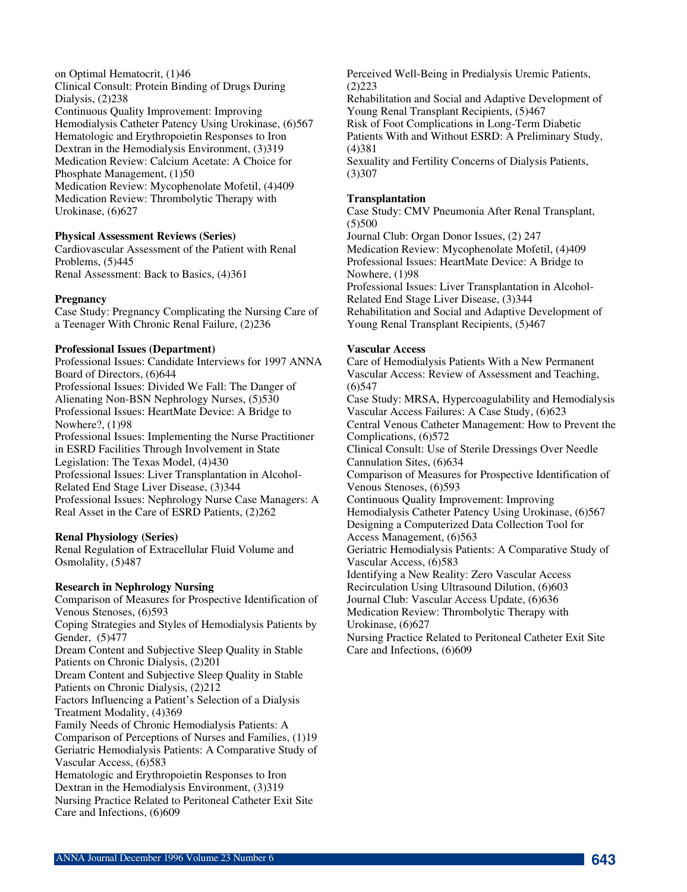on Optimal Hematocrit, (1)46
Clinical Consult: Protein Binding of Drugs During Dialysis, (2)238
Continuous Quality Improvement: Improving Hemodialysis Catheter Patency Using Urokinase, (6)567
Hematologic and Erythropoietin Responses to Iron Dextran in the Hemodialysis Environment, (3)319
Medication Review: Calcium Acetate: A Choice for Phosphate Management, (1)50
Medication Review: Mycophenolate Mofetil, (4)409
Medication Review: Thrombolytic Therapy with Urokinase, (6)627

**Physical Assessment Reviews (Series)**
Cardiovascular Assessment of the Patient with Renal Problems, (5)445
Renal Assessment: Back to Basics, (4)361

**Pregnancy**
Case Study: Pregnancy Complicating the Nursing Care of a Teenager With Chronic Renal Failure, (2)236

**Professional Issues (Department)**
Professional Issues: Candidate Interviews for 1997 ANNA Board of Directors, (6)644
Professional Issues: Divided We Fall: The Danger of Alienating Non-BSN Nephrology Nurses, (5)530
Professional Issues: HeartMate Device: A Bridge to Nowhere?, (1)98
Professional Issues: Implementing the Nurse Practitioner in ESRD Facilities Through Involvement in State Legislation: The Texas Model, (4)430
Professional Issues: Liver Transplantation in Alcohol-Related End Stage Liver Disease, (3)344
Professional Issues: Nephrology Nurse Case Managers: A Real Asset in the Care of ESRD Patients, (2)262

**Renal Physiology (Series)**
Renal Regulation of Extracellular Fluid Volume and Osmolality, (5)487

**Research in Nephrology Nursing**
Comparison of Measures for Prospective Identification of Venous Stenoses, (6)593
Coping Strategies and Styles of Hemodialysis Patients by Gender, (5)477
Dream Content and Subjective Sleep Quality in Stable Patients on Chronic Dialysis, (2)201
Dream Content and Subjective Sleep Quality in Stable Patients on Chronic Dialysis, (2)212
Factors Influencing a Patient's Selection of a Dialysis Treatment Modality, (4)369
Family Needs of Chronic Hemodialysis Patients: A Comparison of Perceptions of Nurses and Families, (1)19
Geriatric Hemodialysis Patients: A Comparative Study of Vascular Access, (6)583
Hematologic and Erythropoietin Responses to Iron Dextran in the Hemodialysis Environment, (3)319
Nursing Practice Related to Peritoneal Catheter Exit Site Care and Infections, (6)609
Perceived Well-Being in Predialysis Uremic Patients, (2)223
Rehabilitation and Social and Adaptive Development of Young Renal Transplant Recipients, (5)467
Risk of Foot Complications in Long-Term Diabetic Patients With and Without ESRD: A Preliminary Study, (4)381
Sexuality and Fertility Concerns of Dialysis Patients, (3)307

**Transplantation**
Case Study: CMV Pneumonia After Renal Transplant, (5)500
Journal Club: Organ Donor Issues, (2) 247
Medication Review: Mycophenolate Mofetil, (4)409
Professional Issues: HeartMate Device: A Bridge to Nowhere, (1)98
Professional Issues: Liver Transplantation in Alcohol-Related End Stage Liver Disease, (3)344
Rehabilitation and Social and Adaptive Development of Young Renal Transplant Recipients, (5)467

**Vascular Access**
Care of Hemodialysis Patients With a New Permanent Vascular Access: Review of Assessment and Teaching, (6)547
Case Study: MRSA, Hypercoagulability and Hemodialysis Vascular Access Failures: A Case Study, (6)623
Central Venous Catheter Management: How to Prevent the Complications, (6)572
Clinical Consult: Use of Sterile Dressings Over Needle Cannulation Sites, (6)634
Comparison of Measures for Prospective Identification of Venous Stenoses, (6)593
Continuous Quality Improvement: Improving Hemodialysis Catheter Patency Using Urokinase, (6)567
Designing a Computerized Data Collection Tool for Access Management, (6)563
Geriatric Hemodialysis Patients: A Comparative Study of Vascular Access, (6)583
Identifying a New Reality: Zero Vascular Access Recirculation Using Ultrasound Dilution, (6)603
Journal Club: Vascular Access Update, (6)636
Medication Review: Thrombolytic Therapy with Urokinase, (6)627
Nursing Practice Related to Peritoneal Catheter Exit Site Care and Infections, (6)609